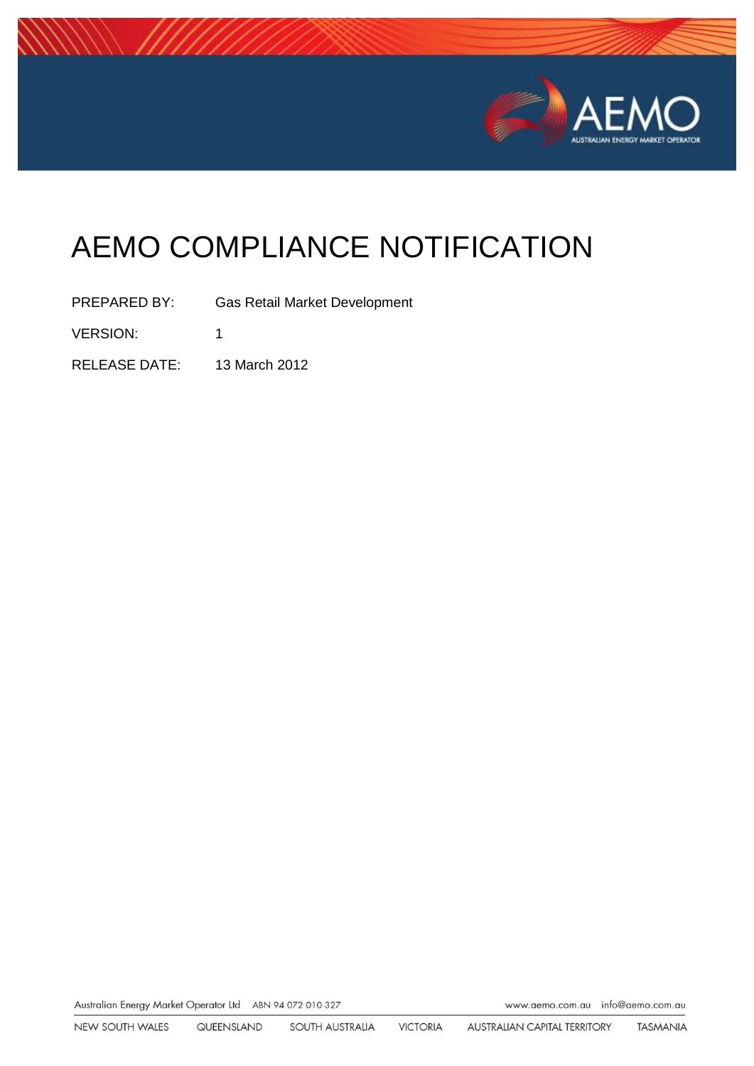# AEMO COMPLIANCE NOTIFICATION

PREPARED BY: Gas Retail Market Development

VERSION: 1

RELEASE DATE: 13 March 2012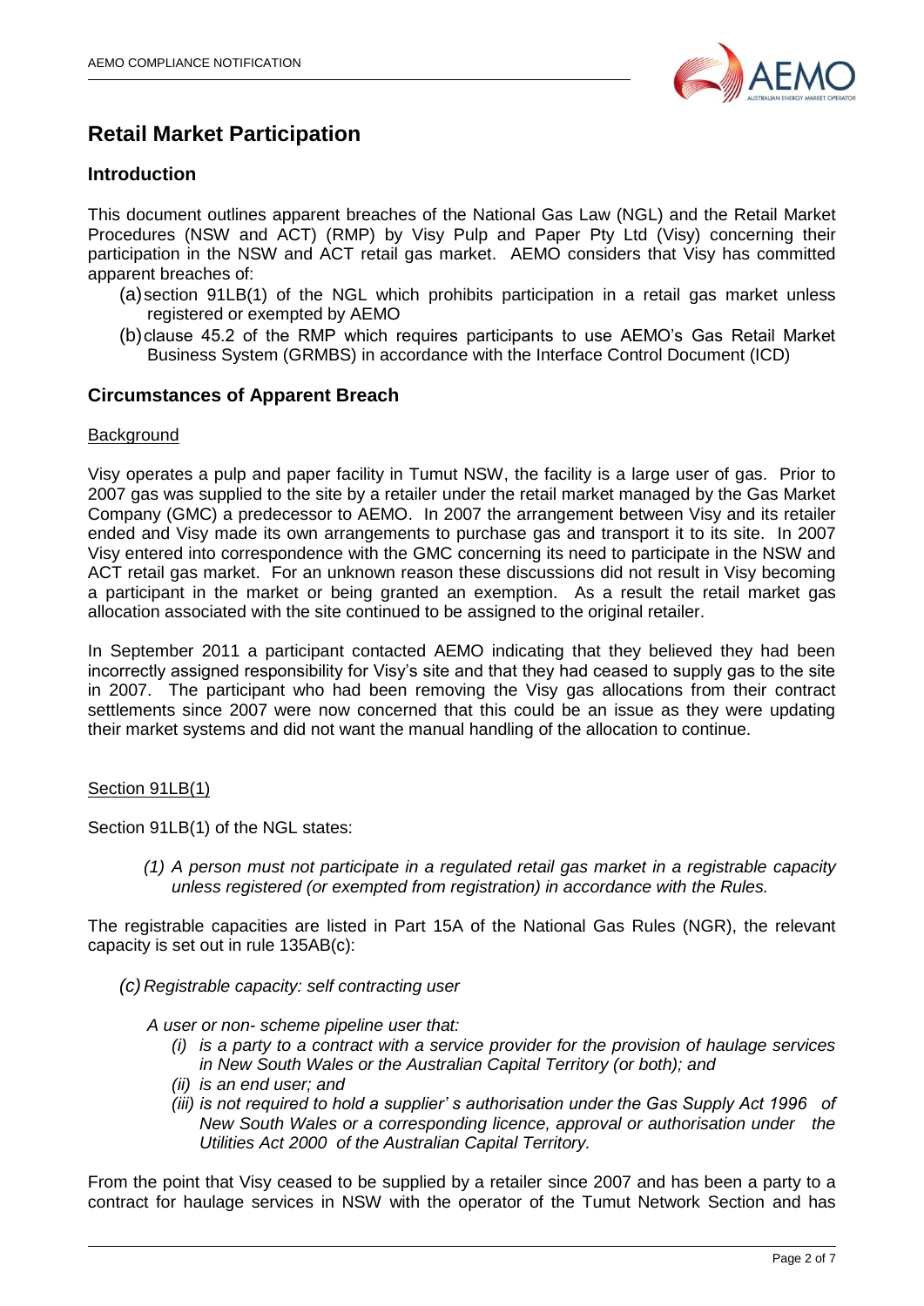## Retail Market Participation

### Introduction

This document outlines apparent breaches of the National Gas Law (NGL) and the Retail Market Procedures (NSW and ACT) (RMP) by Visy Pulp and Paper Pty Ltd (Visy) concerning their participation in the NSW and ACT retail gas market. AEMO considers that Visy has committed apparent breaches of:

(a) section 91LB(1) of the NGL which prohibits participation in a retail gas market unless registered or exempted by AEMO

(b) clause 45.2 of the RMP which requires participants to use AEMO's Gas Retail Market Business System (GRMBS) in accordance with the Interface Control Document (ICD)

### Circumstances of Apparent Breach

Background

Visy operates a pulp and paper facility in Tumut NSW, the facility is a large user of gas. Prior to 2007 gas was supplied to the site by a retailer under the retail market managed by the Gas Market Company (GMC) a predecessor to AEMO. In 2007 the arrangement between Visy and its retailer ended and Visy made its own arrangements to purchase gas and transport it to its site. In 2007 Visy entered into correspondence with the GMC concerning its need to participate in the NSW and ACT retail gas market. For an unknown reason these discussions did not result in Visy becoming a participant in the market or being granted an exemption. As a result the retail market gas allocation associated with the site continued to be assigned to the original retailer.

In September 2011 a participant contacted AEMO indicating that they believed they had been incorrectly assigned responsibility for Visy's site and that they had ceased to supply gas to the site in 2007. The participant who had been removing the Visy gas allocations from their contract settlements since 2007 were now concerned that this could be an issue as they were updating their market systems and did not want the manual handling of the allocation to continue.

Section 91LB(1)

Section 91LB(1) of the NGL states:

> *(1) A person must not participate in a regulated retail gas market in a registrable capacity unless registered (or exempted from registration) in accordance with the Rules.*

The registrable capacities are listed in Part 15A of the National Gas Rules (NGR), the relevant capacity is set out in rule 135AB(c):

> *(c) Registrable capacity: self contracting user*
>
> *A user or non- scheme pipeline user that:*
>
> *(i) is a party to a contract with a service provider for the provision of haulage services in New South Wales or the Australian Capital Territory (or both); and*
>
> *(ii) is an end user; and*
>
> *(iii) is not required to hold a supplier' s authorisation under the Gas Supply Act 1996 of New South Wales or a corresponding licence, approval or authorisation under the Utilities Act 2000 of the Australian Capital Territory.*

From the point that Visy ceased to be supplied by a retailer since 2007 and has been a party to a contract for haulage services in NSW with the operator of the Tumut Network Section and has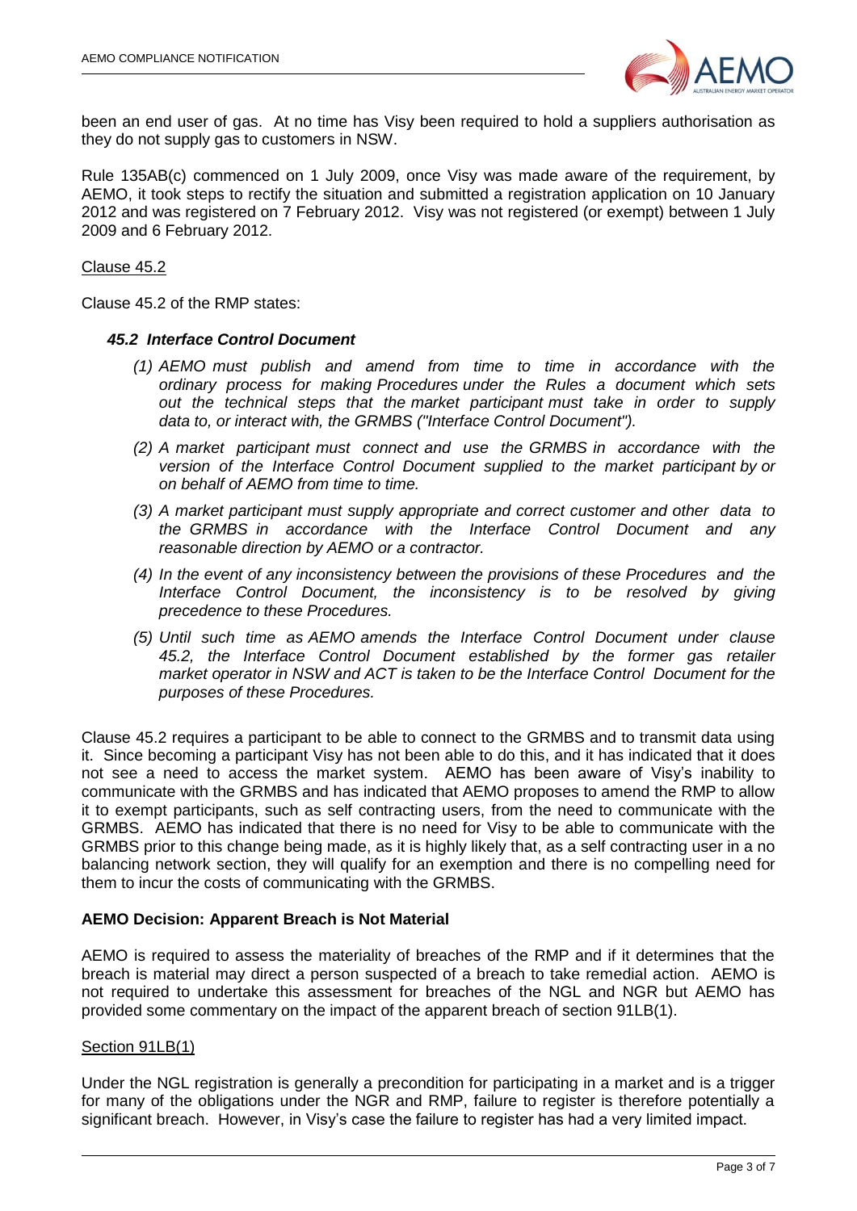been an end user of gas. At no time has Visy been required to hold a suppliers authorisation as they do not supply gas to customers in NSW.

Rule 135AB(c) commenced on 1 July 2009, once Visy was made aware of the requirement, by AEMO, it took steps to rectify the situation and submitted a registration application on 10 January 2012 and was registered on 7 February 2012. Visy was not registered (or exempt) between 1 July 2009 and 6 February 2012.

Clause 45.2

Clause 45.2 of the RMP states:

***45.2 Interface Control Document***

*(1) AEMO must publish and amend from time to time in accordance with the ordinary process for making Procedures under the Rules a document which sets out the technical steps that the market participant must take in order to supply data to, or interact with, the GRMBS ("Interface Control Document").*

*(2) A market participant must connect and use the GRMBS in accordance with the version of the Interface Control Document supplied to the market participant by or on behalf of AEMO from time to time.*

*(3) A market participant must supply appropriate and correct customer and other data to the GRMBS in accordance with the Interface Control Document and any reasonable direction by AEMO or a contractor.*

*(4) In the event of any inconsistency between the provisions of these Procedures and the Interface Control Document, the inconsistency is to be resolved by giving precedence to these Procedures.*

*(5) Until such time as AEMO amends the Interface Control Document under clause 45.2, the Interface Control Document established by the former gas retailer market operator in NSW and ACT is taken to be the Interface Control Document for the purposes of these Procedures.*

Clause 45.2 requires a participant to be able to connect to the GRMBS and to transmit data using it. Since becoming a participant Visy has not been able to do this, and it has indicated that it does not see a need to access the market system. AEMO has been aware of Visy's inability to communicate with the GRMBS and has indicated that AEMO proposes to amend the RMP to allow it to exempt participants, such as self contracting users, from the need to communicate with the GRMBS. AEMO has indicated that there is no need for Visy to be able to communicate with the GRMBS prior to this change being made, as it is highly likely that, as a self contracting user in a no balancing network section, they will qualify for an exemption and there is no compelling need for them to incur the costs of communicating with the GRMBS.

**AEMO Decision: Apparent Breach is Not Material**

AEMO is required to assess the materiality of breaches of the RMP and if it determines that the breach is material may direct a person suspected of a breach to take remedial action. AEMO is not required to undertake this assessment for breaches of the NGL and NGR but AEMO has provided some commentary on the impact of the apparent breach of section 91LB(1).

Section 91LB(1)

Under the NGL registration is generally a precondition for participating in a market and is a trigger for many of the obligations under the NGR and RMP, failure to register is therefore potentially a significant breach. However, in Visy's case the failure to register has had a very limited impact.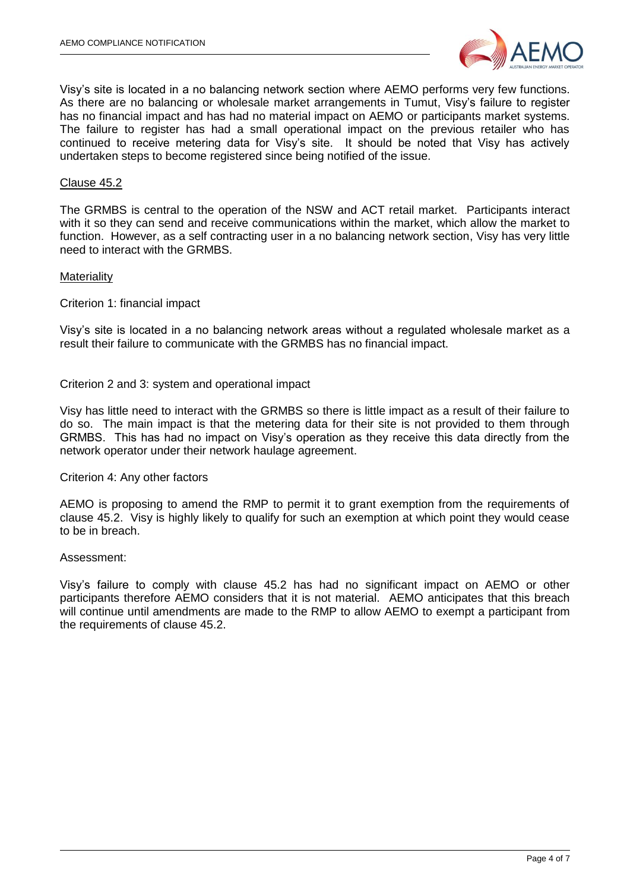Visy's site is located in a no balancing network section where AEMO performs very few functions. As there are no balancing or wholesale market arrangements in Tumut, Visy's failure to register has no financial impact and has had no material impact on AEMO or participants market systems. The failure to register has had a small operational impact on the previous retailer who has continued to receive metering data for Visy's site. It should be noted that Visy has actively undertaken steps to become registered since being notified of the issue.

<u>Clause 45.2</u>

The GRMBS is central to the operation of the NSW and ACT retail market. Participants interact with it so they can send and receive communications within the market, which allow the market to function. However, as a self contracting user in a no balancing network section, Visy has very little need to interact with the GRMBS.

<u>Materiality</u>

Criterion 1: financial impact

Visy's site is located in a no balancing network areas without a regulated wholesale market as a result their failure to communicate with the GRMBS has no financial impact.

Criterion 2 and 3: system and operational impact

Visy has little need to interact with the GRMBS so there is little impact as a result of their failure to do so. The main impact is that the metering data for their site is not provided to them through GRMBS. This has had no impact on Visy's operation as they receive this data directly from the network operator under their network haulage agreement.

Criterion 4: Any other factors

AEMO is proposing to amend the RMP to permit it to grant exemption from the requirements of clause 45.2. Visy is highly likely to qualify for such an exemption at which point they would cease to be in breach.

Assessment:

Visy's failure to comply with clause 45.2 has had no significant impact on AEMO or other participants therefore AEMO considers that it is not material. AEMO anticipates that this breach will continue until amendments are made to the RMP to allow AEMO to exempt a participant from the requirements of clause 45.2.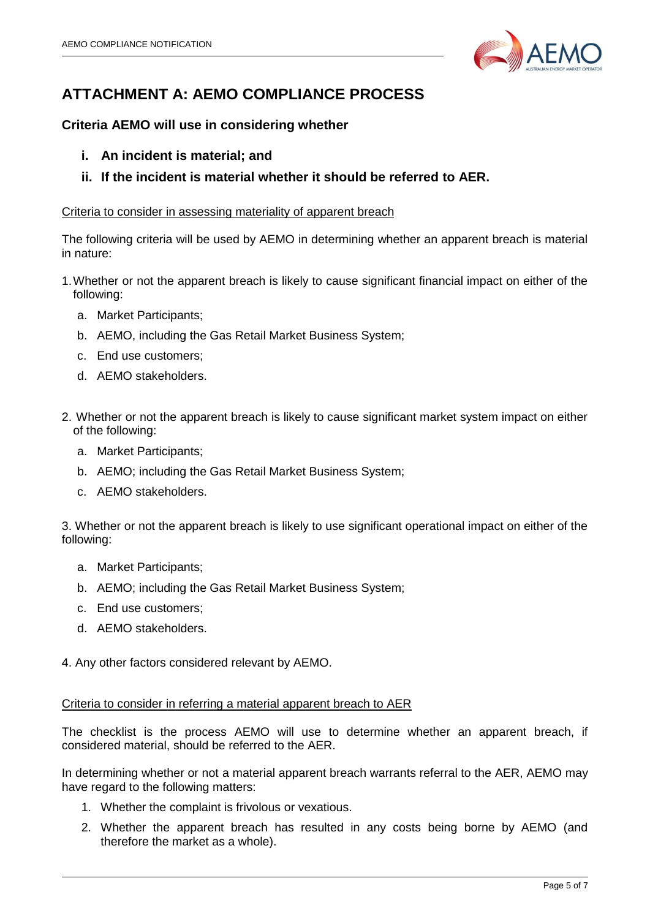# ATTACHMENT A: AEMO COMPLIANCE PROCESS

### Criteria AEMO will use in considering whether

- **i. An incident is material; and**
- **ii. If the incident is material whether it should be referred to AER.**

<u>Criteria to consider in assessing materiality of apparent breach</u>

The following criteria will be used by AEMO in determining whether an apparent breach is material in nature:

1. Whether or not the apparent breach is likely to cause significant financial impact on either of the following:
   a. Market Participants;
   b. AEMO, including the Gas Retail Market Business System;
   c. End use customers;
   d. AEMO stakeholders.

2. Whether or not the apparent breach is likely to cause significant market system impact on either of the following:
   a. Market Participants;
   b. AEMO; including the Gas Retail Market Business System;
   c. AEMO stakeholders.

3. Whether or not the apparent breach is likely to use significant operational impact on either of the following:
   a. Market Participants;
   b. AEMO; including the Gas Retail Market Business System;
   c. End use customers;
   d. AEMO stakeholders.

4. Any other factors considered relevant by AEMO.

<u>Criteria to consider in referring a material apparent breach to AER</u>

The checklist is the process AEMO will use to determine whether an apparent breach, if considered material, should be referred to the AER.

In determining whether or not a material apparent breach warrants referral to the AER, AEMO may have regard to the following matters:

1. Whether the complaint is frivolous or vexatious.
2. Whether the apparent breach has resulted in any costs being borne by AEMO (and therefore the market as a whole).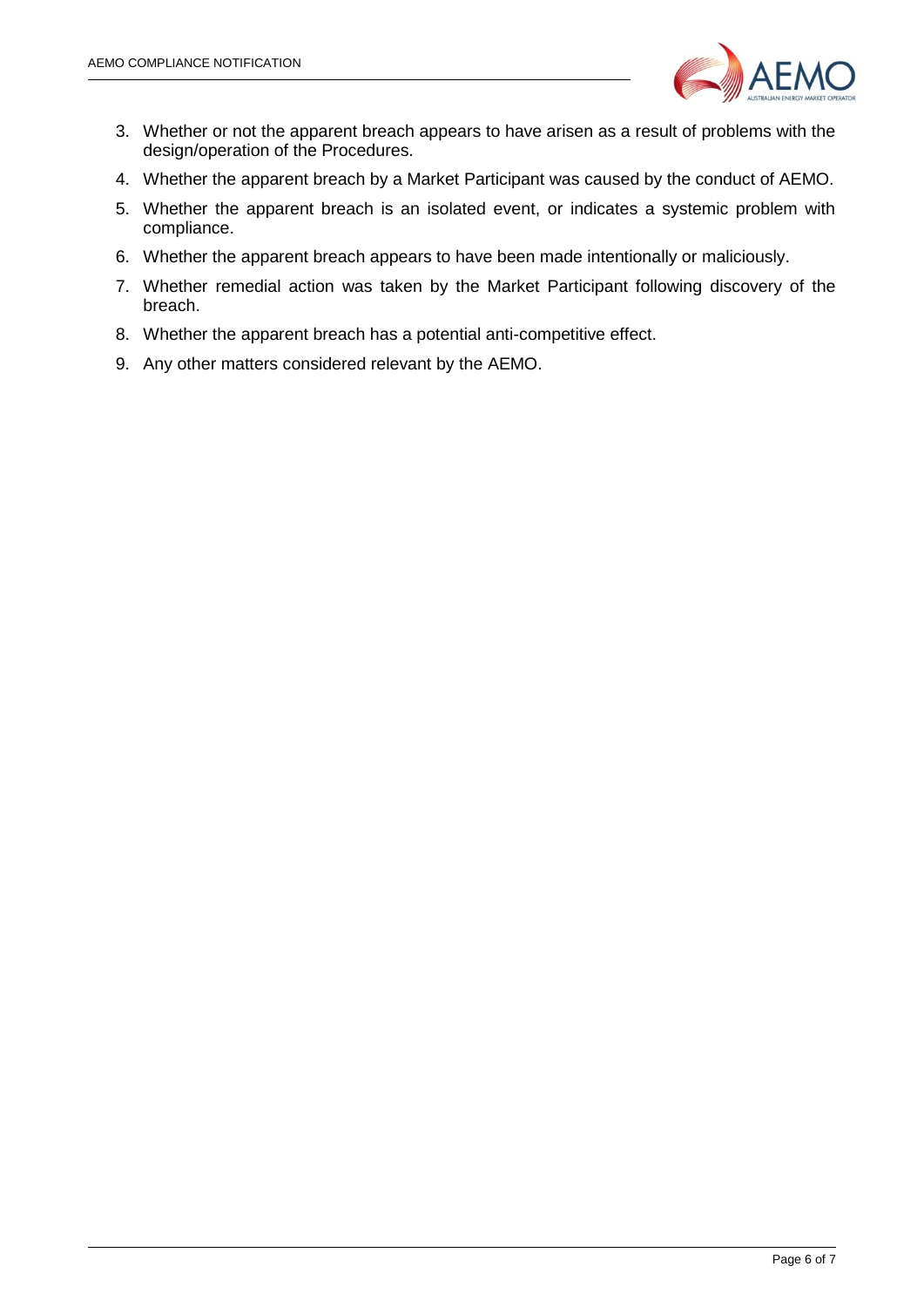3. Whether or not the apparent breach appears to have arisen as a result of problems with the design/operation of the Procedures.
4. Whether the apparent breach by a Market Participant was caused by the conduct of AEMO.
5. Whether the apparent breach is an isolated event, or indicates a systemic problem with compliance.
6. Whether the apparent breach appears to have been made intentionally or maliciously.
7. Whether remedial action was taken by the Market Participant following discovery of the breach.
8. Whether the apparent breach has a potential anti-competitive effect.
9. Any other matters considered relevant by the AEMO.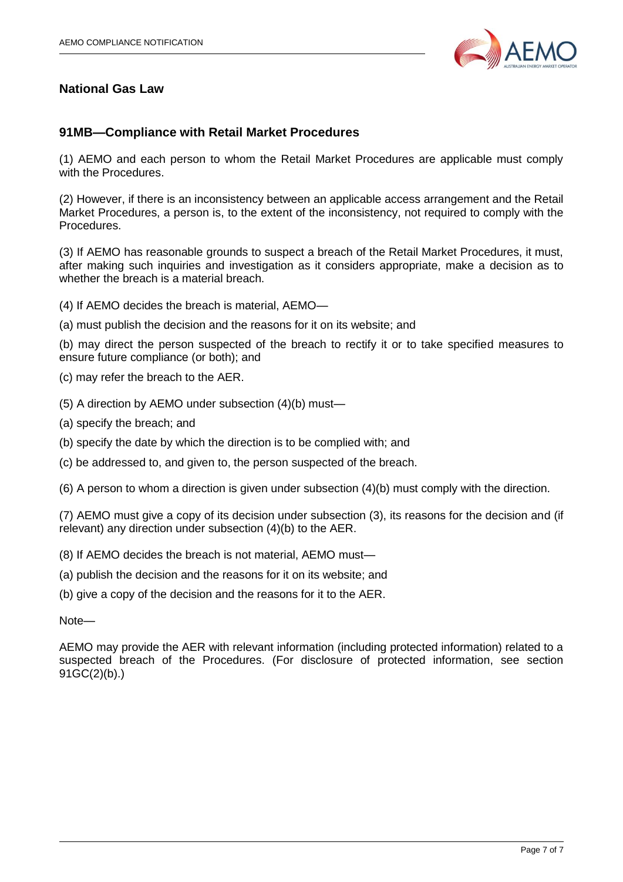## National Gas Law

### 91MB—Compliance with Retail Market Procedures

(1) AEMO and each person to whom the Retail Market Procedures are applicable must comply with the Procedures.

(2) However, if there is an inconsistency between an applicable access arrangement and the Retail Market Procedures, a person is, to the extent of the inconsistency, not required to comply with the Procedures.

(3) If AEMO has reasonable grounds to suspect a breach of the Retail Market Procedures, it must, after making such inquiries and investigation as it considers appropriate, make a decision as to whether the breach is a material breach.

(4) If AEMO decides the breach is material, AEMO—

(a) must publish the decision and the reasons for it on its website; and

(b) may direct the person suspected of the breach to rectify it or to take specified measures to ensure future compliance (or both); and

(c) may refer the breach to the AER.

(5) A direction by AEMO under subsection (4)(b) must—

(a) specify the breach; and

(b) specify the date by which the direction is to be complied with; and

(c) be addressed to, and given to, the person suspected of the breach.

(6) A person to whom a direction is given under subsection (4)(b) must comply with the direction.

(7) AEMO must give a copy of its decision under subsection (3), its reasons for the decision and (if relevant) any direction under subsection (4)(b) to the AER.

(8) If AEMO decides the breach is not material, AEMO must—

(a) publish the decision and the reasons for it on its website; and

(b) give a copy of the decision and the reasons for it to the AER.

Note—

AEMO may provide the AER with relevant information (including protected information) related to a suspected breach of the Procedures. (For disclosure of protected information, see section 91GC(2)(b).)